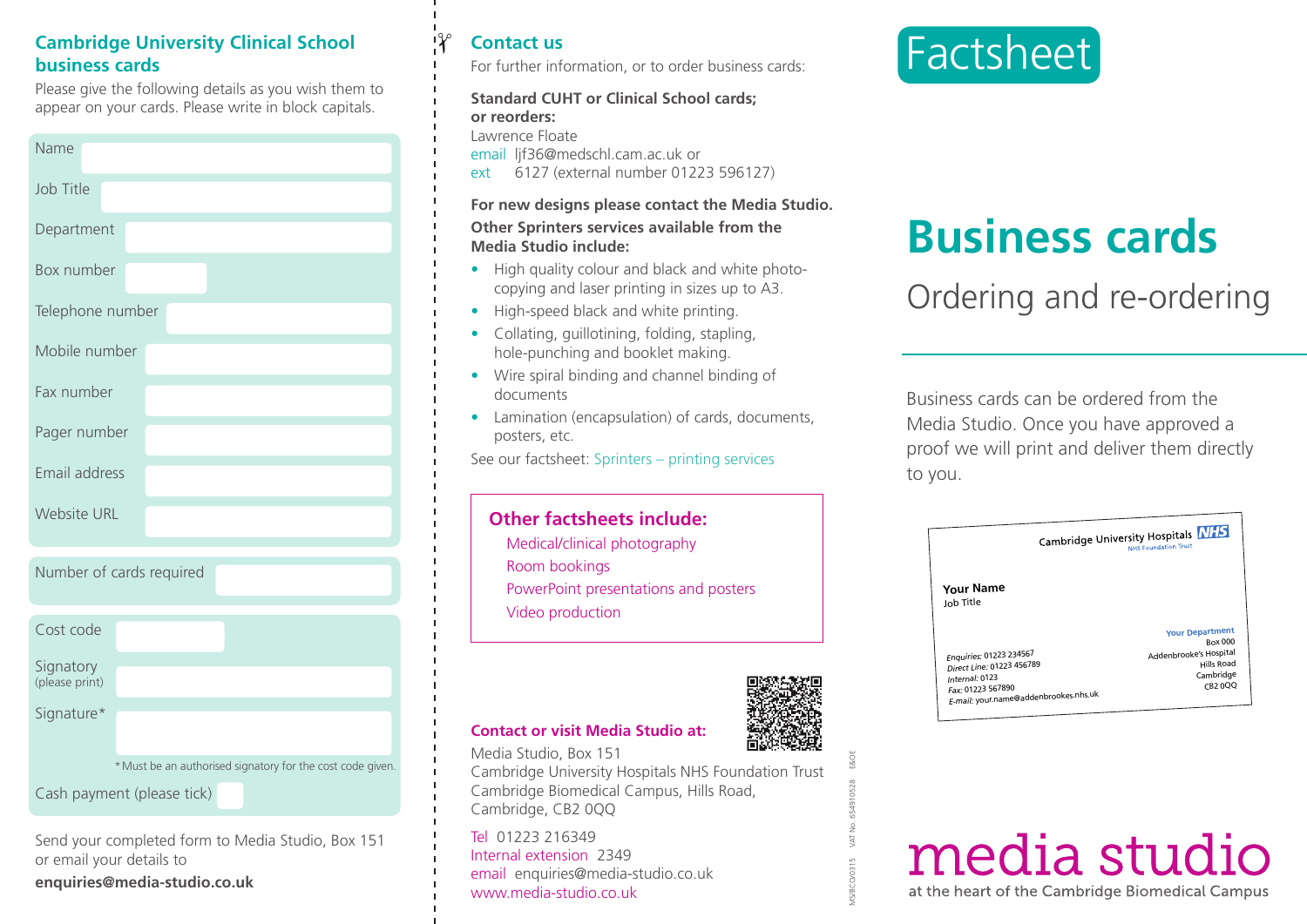## Cambridge University Clinical School business cards

Please give the following details as you wish them to appear on your cards. Please write in block capitals.

| | |
|---|---|
| Name | |
| Job Title | |
| Department | |
| Box number | |
| Telephone number | |
| Mobile number | |
| Fax number | |
| Pager number | |
| Email address | |
| Website URL | |

| | |
|---|---|
| Number of cards required | |

| | |
|---|---|
| Cost code | |
| Signatory (please print) | |
| Signature* | |

*Must be an authorised signatory for the cost code given.

Cash payment (please tick) ☐

Send your completed form to Media Studio, Box 151 or email your details to

**enquiries@media-studio.co.uk**

## Contact us

For further information, or to order business cards:

**Standard CUHT or Clinical School cards; or reorders:**
Lawrence Floate
email ljf36@medschl.cam.ac.uk or
ext 6127 (external number 01223 596127)

**For new designs please contact the Media Studio.**

**Other Sprinters services available from the Media Studio include:**

- High quality colour and black and white photo-copying and laser printing in sizes up to A3.
- High-speed black and white printing.
- Collating, guillotining, folding, stapling, hole-punching and booklet making.
- Wire spiral binding and channel binding of documents
- Lamination (encapsulation) of cards, documents, posters, etc.

See our factsheet: Sprinters – printing services

### Other factsheets include:

- Medical/clinical photography
- Room bookings
- PowerPoint presentations and posters
- Video production

### Contact or visit Media Studio at:

Media Studio, Box 151
Cambridge University Hospitals NHS Foundation Trust
Cambridge Biomedical Campus, Hills Road,
Cambridge, CB2 0QQ

Tel 01223 216349
Internal extension 2349
email enquiries@media-studio.co.uk
www.media-studio.co.uk

MS/BC0/0315 VAT No. 654910528 E&OE

Factsheet

# Business cards

## Ordering and re-ordering

Business cards can be ordered from the Media Studio. Once you have approved a proof we will print and deliver them directly to you.

Cambridge University Hospitals NHS Foundation Trust

**Your Name**
Job Title

**Your Department**
Box 000
Addenbrooke's Hospital
Hills Road
Cambridge
CB2 0QQ

*Enquiries:* 01223 234567
*Direct Line:* 01223 456789
*Internal:* 0123
*Fax:* 01223 567890
*E-mail:* your.name@addenbrookes.nhs.uk

media studio
at the heart of the Cambridge Biomedical Campus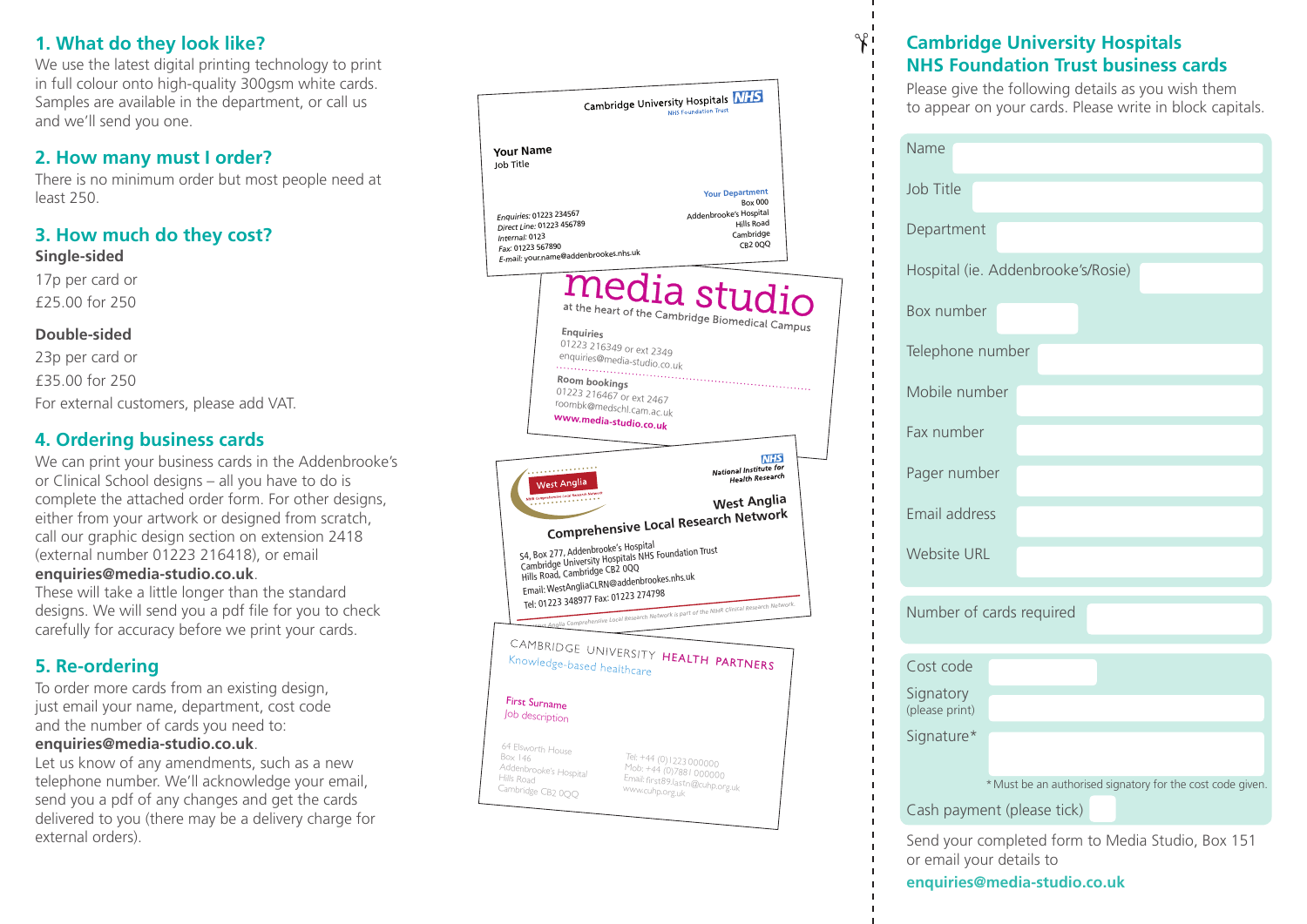## 1. What do they look like?

We use the latest digital printing technology to print in full colour onto high-quality 300gsm white cards. Samples are available in the department, or call us and we'll send you one.

## 2. How many must I order?

There is no minimum order but most people need at least 250.

## 3. How much do they cost?

**Single-sided**

17p per card or

£25.00 for 250

**Double-sided**

23p per card or

£35.00 for 250

For external customers, please add VAT.

## 4. Ordering business cards

We can print your business cards in the Addenbrooke's or Clinical School designs – all you have to do is complete the attached order form. For other designs, either from your artwork or designed from scratch, call our graphic design section on extension 2418 (external number 01223 216418), or email **enquiries@media-studio.co.uk**.

These will take a little longer than the standard designs. We will send you a pdf file for you to check carefully for accuracy before we print your cards.

## 5. Re-ordering

To order more cards from an existing design, just email your name, department, cost code and the number of cards you need to: **enquiries@media-studio.co.uk**.

Let us know of any amendments, such as a new telephone number. We'll acknowledge your email, send you a pdf of any changes and get the cards delivered to you (there may be a delivery charge for external orders).

Cambridge University Hospitals NHS Foundation Trust

**Your Name**
Job Title

*Enquiries:* 01223 234567
*Direct Line:* 01223 456789
*Internal:* 0123
*Fax:* 01223 567890
*E-mail:* your.name@addenbrookes.nhs.uk

**Your Department**
Box 000
Addenbrooke's Hospital
Hills Road
Cambridge
CB2 0QQ

media studio
at the heart of the Cambridge Biomedical Campus

**Enquiries**
01223 216349 or ext 2349
enquiries@media-studio.co.uk

**Room bookings**
01223 216467 or ext 2467
roombk@medschl.cam.ac.uk

**www.media-studio.co.uk**

West Anglia

NHS National Institute for Health Research

**West Anglia**
**Comprehensive Local Research Network**

S4, Box 277, Addenbrooke's Hospital
Cambridge University Hospitals NHS Foundation Trust
Hills Road, Cambridge CB2 0QQ
Email: WestAngliaCLRN@addenbrookes.nhs.uk
Tel: 01223 348977 Fax: 01223 274798

West Anglia Comprehensive Local Research Network is part of the NIHR Clinical Research Network.

CAMBRIDGE UNIVERSITY HEALTH PARTNERS
Knowledge-based healthcare

First Surname
Job description

64 Elsworth House
Box 146
Addenbrooke's Hospital
Hills Road
Cambridge CB2 0QQ

Tel: +44 (0)1223 000000
Mob: +44 (0)7881 000000
Email: first89.lastn@cuhp.org.uk
www.cuhp.org.uk

## Cambridge University Hospitals NHS Foundation Trust business cards

Please give the following details as you wish them to appear on your cards. Please write in block capitals.

Name

Job Title

Department

Hospital (ie. Addenbrooke's/Rosie)

Box number

Telephone number

Mobile number

Fax number

Pager number

Email address

Website URL

Number of cards required

Cost code

Signatory (please print)

Signature*

*Must be an authorised signatory for the cost code given.

Cash payment (please tick)

Send your completed form to Media Studio, Box 151 or email your details to

**enquiries@media-studio.co.uk**